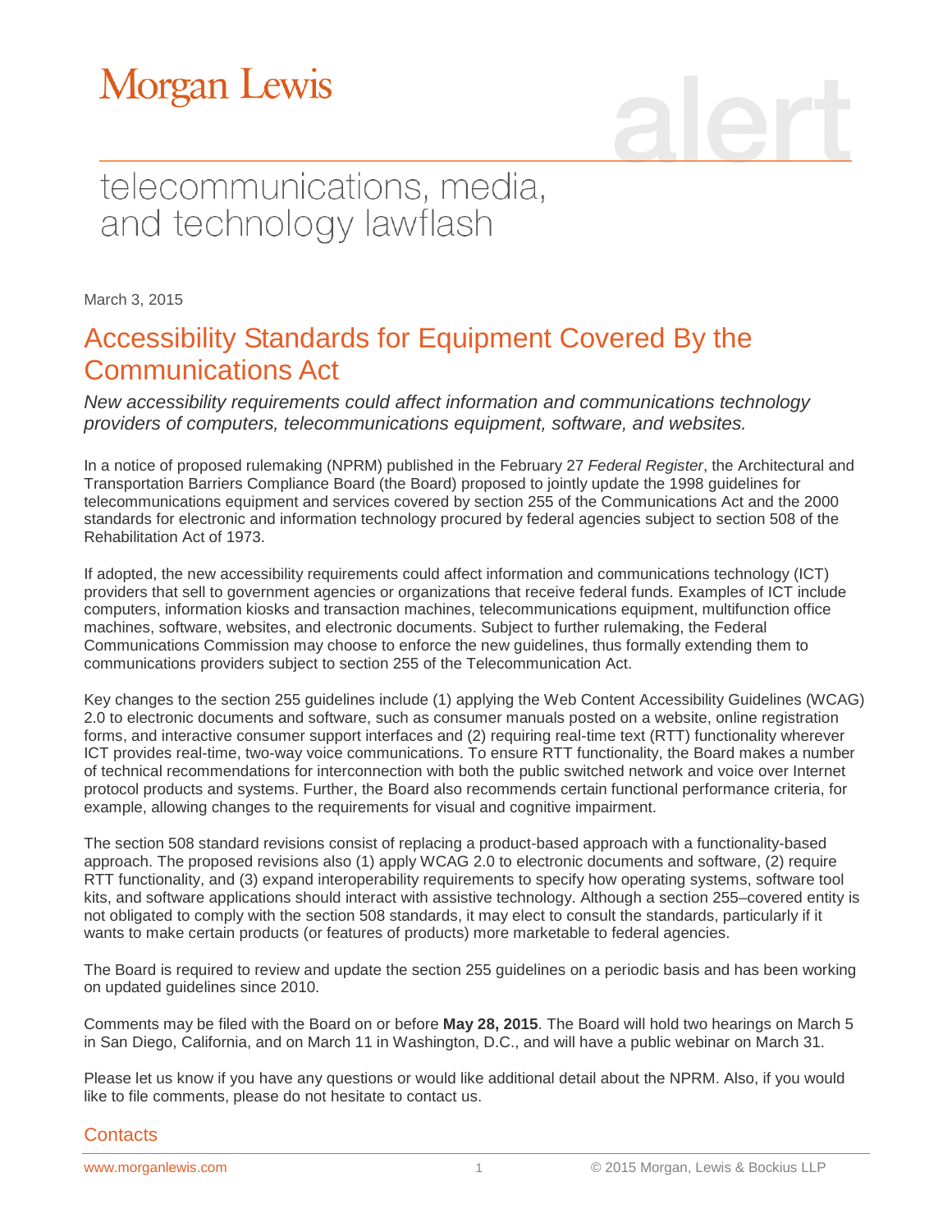Morgan Lewis

alert

telecommunications, media, and technology lawflash

March 3, 2015

# Accessibility Standards for Equipment Covered By the Communications Act

*New accessibility requirements could affect information and communications technology providers of computers, telecommunications equipment, software, and websites.*

In a notice of proposed rulemaking (NPRM) published in the February 27 *Federal Register*, the Architectural and Transportation Barriers Compliance Board (the Board) proposed to jointly update the 1998 guidelines for telecommunications equipment and services covered by section 255 of the Communications Act and the 2000 standards for electronic and information technology procured by federal agencies subject to section 508 of the Rehabilitation Act of 1973.

If adopted, the new accessibility requirements could affect information and communications technology (ICT) providers that sell to government agencies or organizations that receive federal funds. Examples of ICT include computers, information kiosks and transaction machines, telecommunications equipment, multifunction office machines, software, websites, and electronic documents. Subject to further rulemaking, the Federal Communications Commission may choose to enforce the new guidelines, thus formally extending them to communications providers subject to section 255 of the Telecommunication Act.

Key changes to the section 255 guidelines include (1) applying the Web Content Accessibility Guidelines (WCAG) 2.0 to electronic documents and software, such as consumer manuals posted on a website, online registration forms, and interactive consumer support interfaces and (2) requiring real-time text (RTT) functionality wherever ICT provides real-time, two-way voice communications. To ensure RTT functionality, the Board makes a number of technical recommendations for interconnection with both the public switched network and voice over Internet protocol products and systems. Further, the Board also recommends certain functional performance criteria, for example, allowing changes to the requirements for visual and cognitive impairment.

The section 508 standard revisions consist of replacing a product-based approach with a functionality-based approach. The proposed revisions also (1) apply WCAG 2.0 to electronic documents and software, (2) require RTT functionality, and (3) expand interoperability requirements to specify how operating systems, software tool kits, and software applications should interact with assistive technology. Although a section 255–covered entity is not obligated to comply with the section 508 standards, it may elect to consult the standards, particularly if it wants to make certain products (or features of products) more marketable to federal agencies.

The Board is required to review and update the section 255 guidelines on a periodic basis and has been working on updated guidelines since 2010.

Comments may be filed with the Board on or before **May 28, 2015**. The Board will hold two hearings on March 5 in San Diego, California, and on March 11 in Washington, D.C., and will have a public webinar on March 31.

Please let us know if you have any questions or would like additional detail about the NPRM. Also, if you would like to file comments, please do not hesitate to contact us.

## Contacts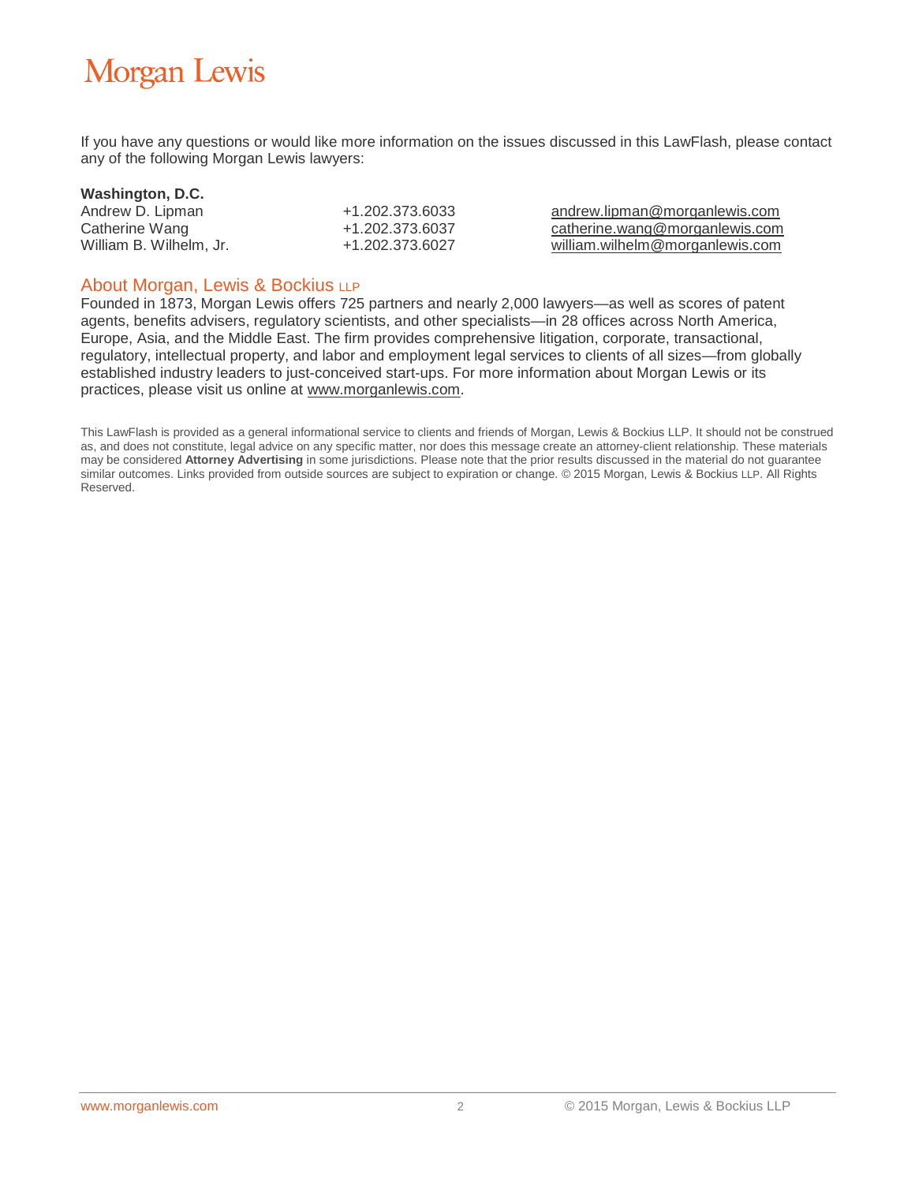Morgan Lewis

If you have any questions or would like more information on the issues discussed in this LawFlash, please contact any of the following Morgan Lewis lawyers:

**Washington, D.C.**

| | | |
|---|---|---|
| Andrew D. Lipman | +1.202.373.6033 | andrew.lipman@morganlewis.com |
| Catherine Wang | +1.202.373.6037 | catherine.wang@morganlewis.com |
| William B. Wilhelm, Jr. | +1.202.373.6027 | william.wilhelm@morganlewis.com |

## About Morgan, Lewis & Bockius LLP

Founded in 1873, Morgan Lewis offers 725 partners and nearly 2,000 lawyers—as well as scores of patent agents, benefits advisers, regulatory scientists, and other specialists—in 28 offices across North America, Europe, Asia, and the Middle East. The firm provides comprehensive litigation, corporate, transactional, regulatory, intellectual property, and labor and employment legal services to clients of all sizes—from globally established industry leaders to just-conceived start-ups. For more information about Morgan Lewis or its practices, please visit us online at www.morganlewis.com.

This LawFlash is provided as a general informational service to clients and friends of Morgan, Lewis & Bockius LLP. It should not be construed as, and does not constitute, legal advice on any specific matter, nor does this message create an attorney-client relationship. These materials may be considered **Attorney Advertising** in some jurisdictions. Please note that the prior results discussed in the material do not guarantee similar outcomes. Links provided from outside sources are subject to expiration or change. © 2015 Morgan, Lewis & Bockius LLP. All Rights Reserved.